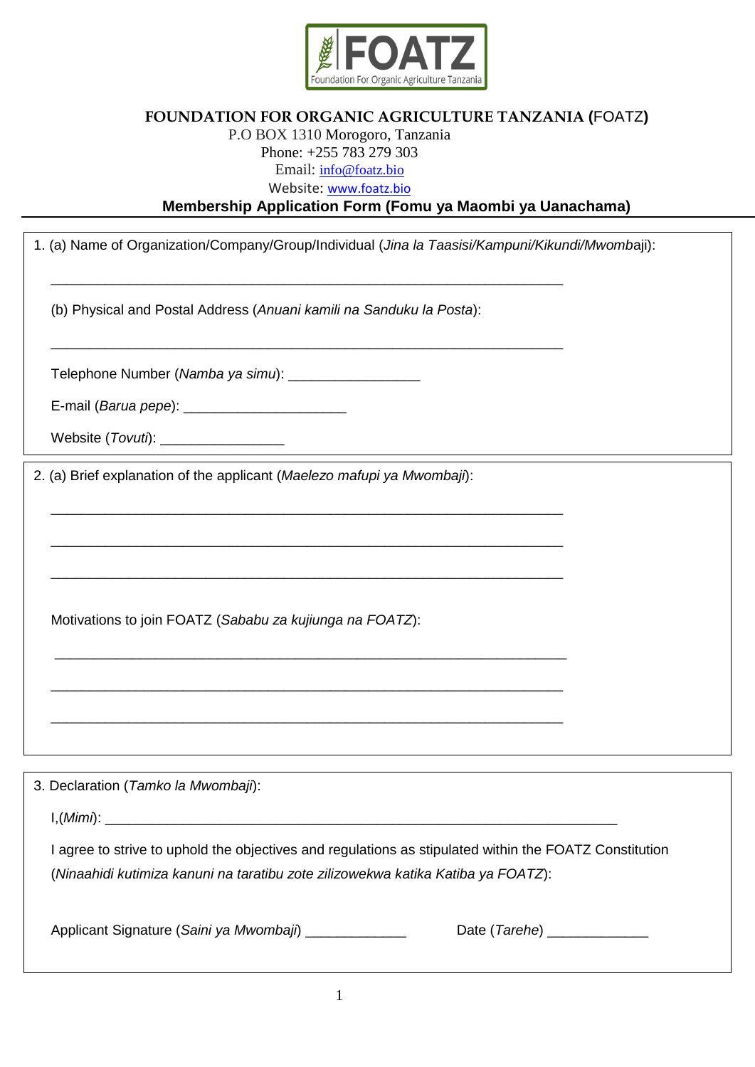FOATZ
Foundation For Organic Agriculture Tanzania

**FOUNDATION FOR ORGANIC AGRICULTURE TANZANIA (**FOATZ**)**

P.O BOX 1310 Morogoro, Tanzania

Phone: +255 783 279 303

Email: info@foatz.bio

Website: www.foatz.bio

## Membership Application Form (Fomu ya Maombi ya Uanachama)

1. (a) Name of Organization/Company/Group/Individual (*Jina la Taasisi/Kampuni/Kikundi/Mwomb*aji):

____________________________________________________________________

(b) Physical and Postal Address (*Anuani kamili na Sanduku la Posta*):

____________________________________________________________________

Telephone Number (*Namba ya simu*): _________________

E-mail (*Barua pepe*): _____________________

Website (*Tovuti*): ________________

2. (a) Brief explanation of the applicant (*Maelezo mafupi ya Mwombaji*):

____________________________________________________________________

____________________________________________________________________

____________________________________________________________________

Motivations to join FOATZ (*Sababu za kujiunga na FOATZ*):

____________________________________________________________________

____________________________________________________________________

____________________________________________________________________

3. Declaration (*Tamko la Mwombaji*):

I,(*Mimi*): ____________________________________________________________________

I agree to strive to uphold the objectives and regulations as stipulated within the FOATZ Constitution (*Ninaahidi kutimiza kanuni na taratibu zote zilizowekwa katika Katiba ya FOATZ*):

Applicant Signature (*Saini ya Mwombaji*) _____________ Date (*Tarehe*) _____________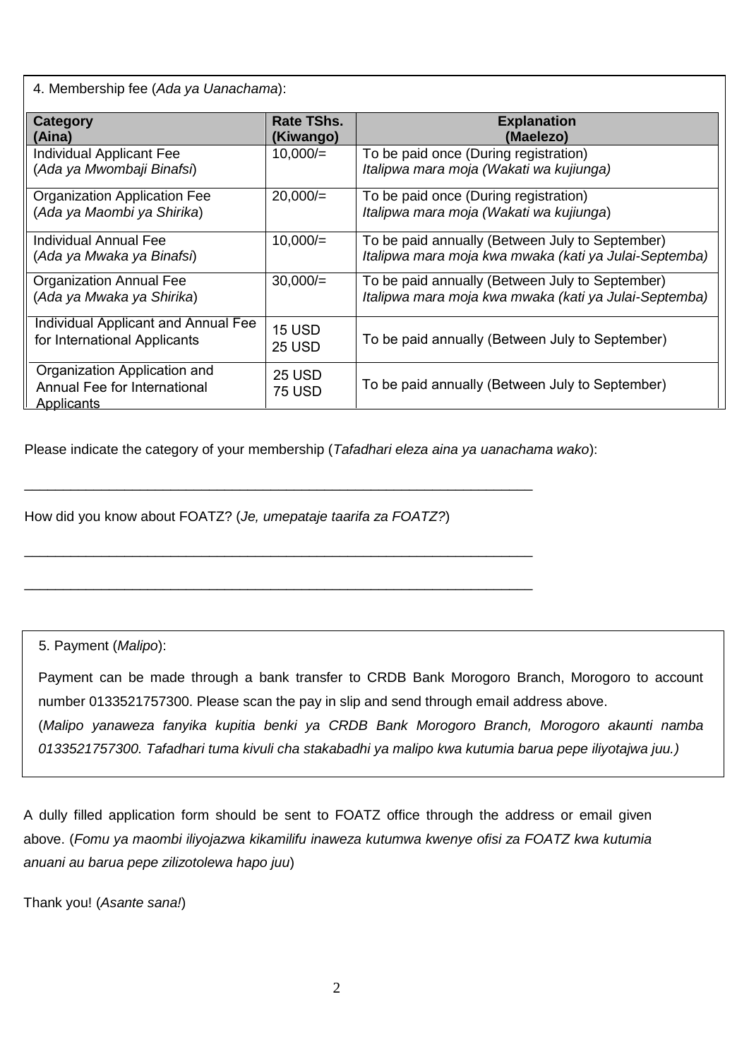4. Membership fee (*Ada ya Uanachama*):

| **Category (Aina)** | **Rate TShs. (Kiwango)** | **Explanation (Maelezo)** |
|---|---|---|
| Individual Applicant Fee (*Ada ya Mwombaji Binafsi*) | 10,000/= | To be paid once (During registration) *Italipwa mara moja (Wakati wa kujiunga)* |
| Organization Application Fee (*Ada ya Maombi ya Shirika*) | 20,000/= | To be paid once (During registration) *Italipwa mara moja (Wakati wa kujiunga*) |
| Individual Annual Fee (*Ada ya Mwaka ya Binafsi*) | 10,000/= | To be paid annually (Between July to September) *Italipwa mara moja kwa mwaka (kati ya Julai-Septemba)* |
| Organization Annual Fee (*Ada ya Mwaka ya Shirika*) | 30,000/= | To be paid annually (Between July to September) *Italipwa mara moja kwa mwaka (kati ya Julai-Septemba)* |
| Individual Applicant and Annual Fee for International Applicants | 15 USD 25 USD | To be paid annually (Between July to September) |
| Organization Application and Annual Fee for International Applicants | 25 USD 75 USD | To be paid annually (Between July to September) |

Please indicate the category of your membership (*Tafadhari eleza aina ya uanachama wako*):

___________________________________________________________________

How did you know about FOATZ? (*Je, umepataje taarifa za FOATZ?*)

___________________________________________________________________

___________________________________________________________________

5. Payment (*Malipo*):

Payment can be made through a bank transfer to CRDB Bank Morogoro Branch, Morogoro to account number 0133521757300. Please scan the pay in slip and send through email address above.
(*Malipo yanaweza fanyika kupitia benki ya CRDB Bank Morogoro Branch, Morogoro akaunti namba 0133521757300. Tafadhari tuma kivuli cha stakabadhi ya malipo kwa kutumia barua pepe iliyotajwa juu.)*

A dully filled application form should be sent to FOATZ office through the address or email given above. (*Fomu ya maombi iliyojazwa kikamilifu inaweza kutumwa kwenye ofisi za FOATZ kwa kutumia anuani au barua pepe zilizotolewa hapo juu*)

Thank you! (*Asante sana!*)